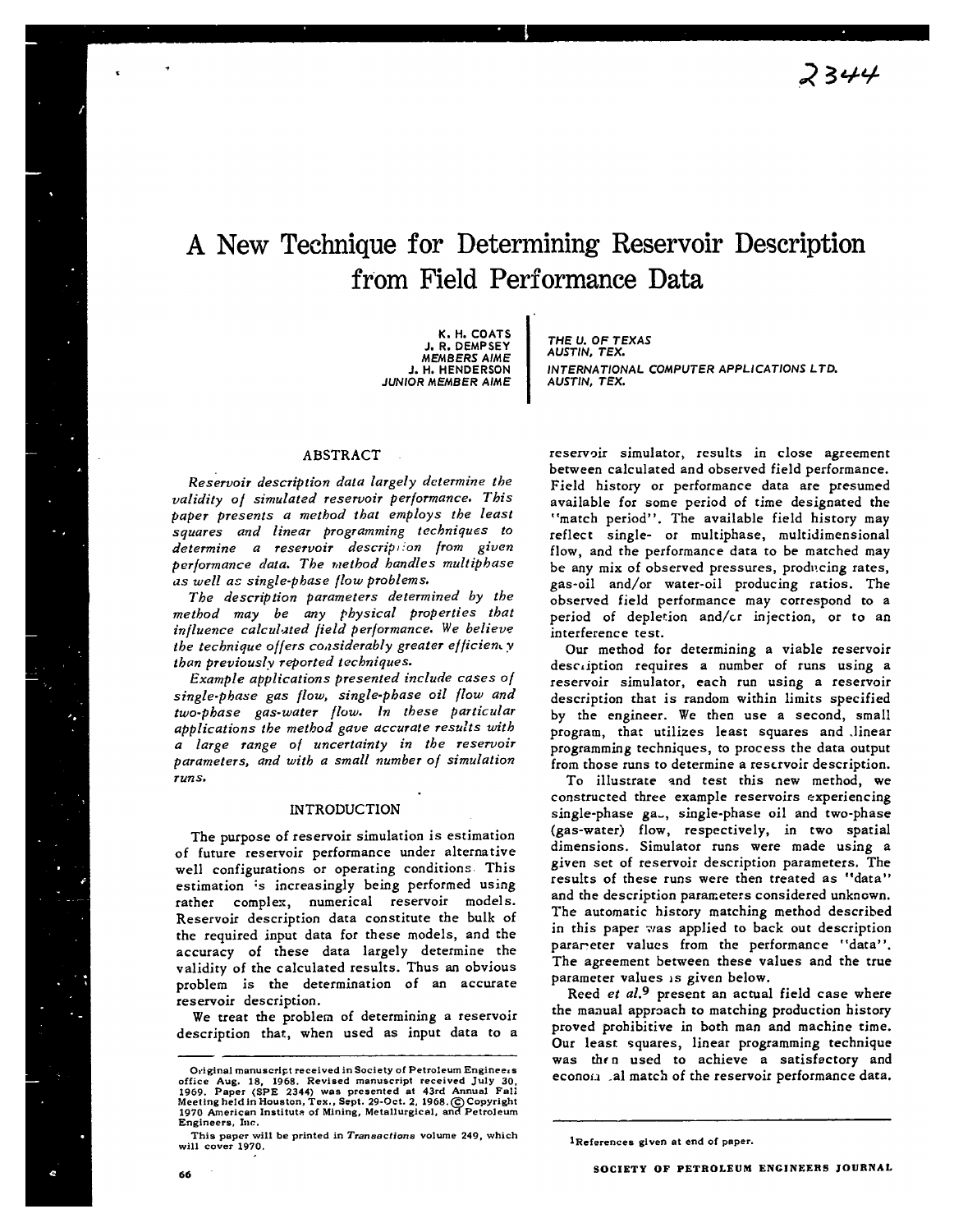2344

# A New Technique for Determining Reservoir Description from Field Performance Data

K. H. COATS
J. R. DEMPSEY
MEMBERS AIME
J. H. HENDERSON
JUNIOR MEMBER AIME

THE U. OF TEXAS
AUSTIN, TEX.
INTERNATIONAL COMPUTER APPLICATIONS LTD.
AUSTIN, TEX.

## ABSTRACT

*Reservoir description data largely determine the validity of simulated reservoir performance. This paper presents a method that employs the least squares and linear programming techniques to determine a reservoir description from given performance data. The method handles multiphase as well as single-phase flow problems.*

*The description parameters determined by the method may be any physical properties that influence calculated field performance. We believe the technique offers considerably greater efficiency than previously reported techniques.*

*Example applications presented include cases of single-phase gas flow, single-phase oil flow and two-phase gas-water flow. In these particular applications the method gave accurate results with a large range of uncertainty in the reservoir parameters, and with a small number of simulation runs.*

## INTRODUCTION

The purpose of reservoir simulation is estimation of future reservoir performance under alternative well configurations or operating conditions. This estimation is increasingly being performed using rather complex, numerical reservoir models. Reservoir description data constitute the bulk of the required input data for these models, and the accuracy of these data largely determine the validity of the calculated results. Thus an obvious problem is the determination of an accurate reservoir description.

We treat the problem of determining a reservoir description that, when used as input data to a reservoir simulator, results in close agreement between calculated and observed field performance. Field history or performance data are presumed available for some period of time designated the "match period". The available field history may reflect single- or multiphase, multidimensional flow, and the performance data to be matched may be any mix of observed pressures, producing rates, gas-oil and/or water-oil producing ratios. The observed field performance may correspond to a period of depletion and/or injection, or to an interference test.

Our method for determining a viable reservoir description requires a number of runs using a reservoir simulator, each run using a reservoir description that is random within limits specified by the engineer. We then use a second, small program, that utilizes least squares and linear programming techniques, to process the data output from those runs to determine a reservoir description.

To illustrate and test this new method, we constructed three example reservoirs experiencing single-phase gas, single-phase oil and two-phase (gas-water) flow, respectively, in two spatial dimensions. Simulator runs were made using a given set of reservoir description parameters. The results of these runs were then treated as "data" and the description parameters considered unknown. The automatic history matching method described in this paper was applied to back out description parameter values from the performance "data". The agreement between these values and the true parameter values is given below.

Reed *et al.*[9] present an actual field case where the manual approach to matching production history proved prohibitive in both man and machine time. Our least squares, linear programming technique was then used to achieve a satisfactory and economical match of the reservoir performance data.

---

Original manuscript received in Society of Petroleum Engineers office Aug. 18, 1968. Revised manuscript received July 30, 1969. Paper (SPE 2344) was presented at 43rd Annual Fall Meeting held in Houston, Tex., Sept. 29-Oct. 2, 1968. © Copyright 1970 American Institute of Mining, Metallurgical, and Petroleum Engineers, Inc.

This paper will be printed in *Transactions* volume 249, which will cover 1970.

[1]References given at end of paper.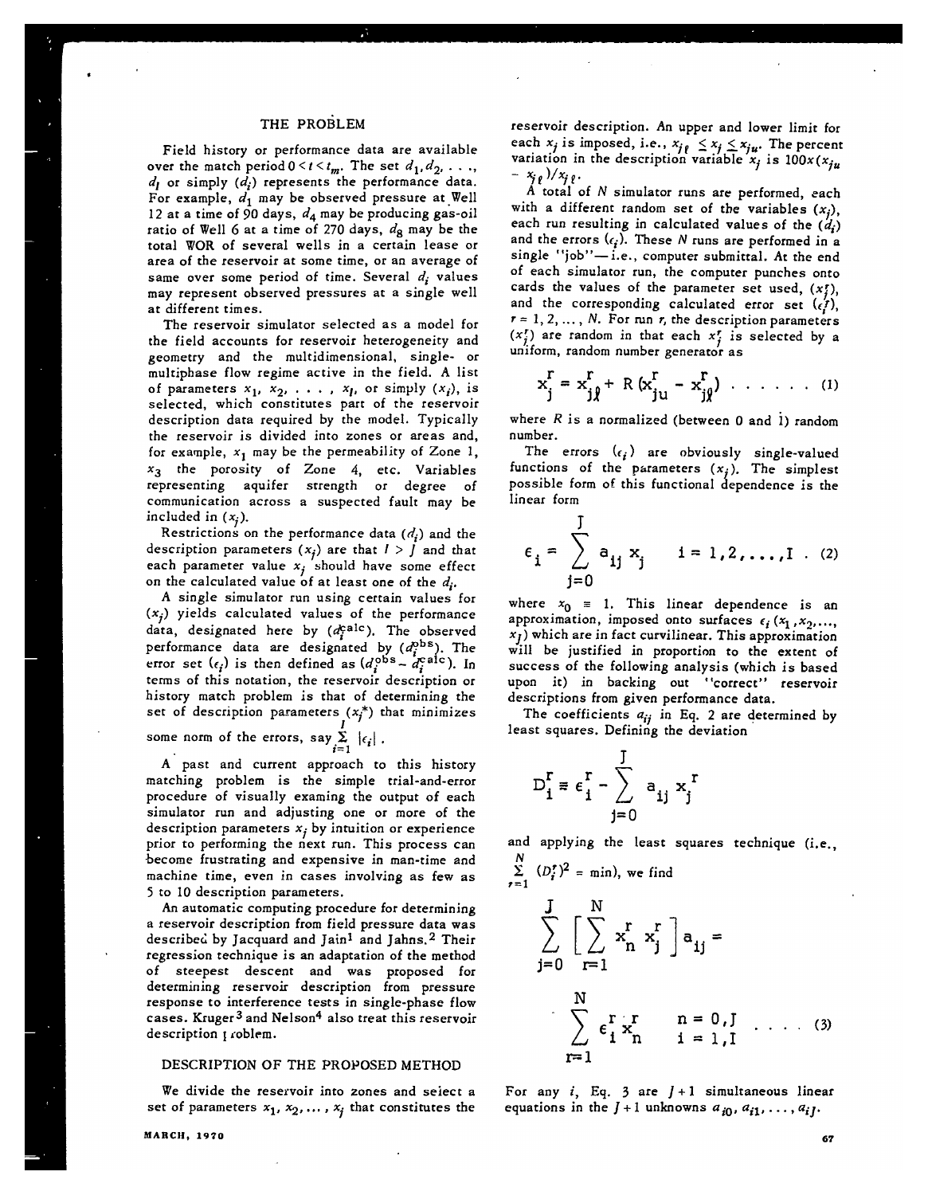## THE PROBLEM

Field history or performance data are available over the match period $0 < t < t_m$. The set $d_1, d_2, \ldots, d_I$ or simply $(d_i)$ represents the performance data. For example, $d_1$ may be observed pressure at Well 12 at a time of 90 days, $d_4$ may be producing gas-oil ratio of Well 6 at a time of 270 days, $d_8$ may be the total WOR of several wells in a certain lease or area of the reservoir at some time, or an average of same over some period of time. Several $d_i$ values may represent observed pressures at a single well at different times.

The reservoir simulator selected as a model for the field accounts for reservoir heterogeneity and geometry and the multidimensional, single- or multiphase flow regime active in the field. A list of parameters $x_1, x_2, \ldots, x_J$, or simply $(x_j)$, is selected, which constitutes part of the reservoir description data required by the model. Typically the reservoir is divided into zones or areas and, for example, $x_1$ may be the permeability of Zone 1, $x_3$ the porosity of Zone 4, etc. Variables representing aquifer strength or degree of communication across a suspected fault may be included in $(x_j)$.

Restrictions on the performance data $(d_i)$ and the description parameters $(x_j)$ are that $I > J$ and that each parameter value $x_j$ should have some effect on the calculated value of at least one of the $d_i$.

A single simulator run using certain values for $(x_j)$ yields calculated values of the performance data, designated here by $(d_i^{calc})$. The observed performance data are designated by $(d_i^{obs})$. The error set $(\epsilon_i)$ is then defined as $(d_i^{obs} - d_i^{calc})$. In terms of this notation, the reservoir description or history match problem is that of determining the set of description parameters $(x_j^*)$ that minimizes some norm of the errors, say $\sum_{i=1}^{I} |\epsilon_i|$.

A past and current approach to this history matching problem is the simple trial-and-error procedure of visually examing the output of each simulator run and adjusting one or more of the description parameters $x_j$ by intuition or experience prior to performing the next run. This process can become frustrating and expensive in man-time and machine time, even in cases involving as few as 5 to 10 description parameters.

An automatic computing procedure for determining a reservoir description from field pressure data was described by Jacquard and Jain[1] and Jahns.[2] Their regression technique is an adaptation of the method of steepest descent and was proposed for determining reservoir description from pressure response to interference tests in single-phase flow cases. Kruger[3] and Nelson[4] also treat this reservoir description problem.

## DESCRIPTION OF THE PROPOSED METHOD

We divide the reservoir into zones and select a set of parameters $x_1, x_2, \ldots, x_J$ that constitutes the reservoir description. An upper and lower limit for each $x_j$ is imposed, i.e., $x_{j\ell} \le x_j \le x_{ju}$. The percent variation in the description variable $x_j$ is $100x(x_{ju} - x_{j\ell})/x_{j\ell}$.

A total of $N$ simulator runs are performed, each with a different random set of the variables $(x_j)$, each run resulting in calculated values of the $(d_i)$ and the errors $(\epsilon_i)$. These $N$ runs are performed in a single "job"—i.e., computer submittal. At the end of each simulator run, the computer punches onto cards the values of the parameter set used, $(x_j^r)$, and the corresponding calculated error set $(\epsilon_i^r)$, $r = 1, 2, \ldots, N$. For run $r$, the description parameters $(x_j^r)$ are random in that each $x_j^r$ is selected by a uniform, random number generator as

$$x_j^r = x_{j\ell}^r + R\,(x_{ju}^r - x_{j\ell}^r) \quad \ldots\ldots \quad (1)$$

where $R$ is a normalized (between 0 and 1) random number.

The errors $(\epsilon_i)$ are obviously single-valued functions of the parameters $(x_j)$. The simplest possible form of this functional dependence is the linear form

$$\epsilon_i = \sum_{j=0}^{J} a_{ij}\, x_j \qquad i = 1, 2, \ldots, I \ . \quad (2)$$

where $x_0 \equiv 1$. This linear dependence is an approximation, imposed onto surfaces $\epsilon_i(x_1, x_2, \ldots, x_J)$ which are in fact curvilinear. This approximation will be justified in proportion to the extent of success of the following analysis (which is based upon it) in backing out "correct" reservoir descriptions from given performance data.

The coefficients $a_{ij}$ in Eq. 2 are determined by least squares. Defining the deviation

$$D_i^r \equiv \epsilon_i^r - \sum_{j=0}^{J} a_{ij}\, x_j^r$$

and applying the least squares technique (i.e., $\sum_{r=1}^{N} (D_i^r)^2 = \min$), we find

$$\sum_{j=0}^{J} \left[ \sum_{r=1}^{N} x_n^r\, x_j^r \right] a_{ij} = \sum_{r=1}^{N} \epsilon_i^r\, x_n^r \qquad \begin{array}{l} n = 0, J \\ i = 1, I \end{array} \quad \ldots \quad (3)$$

For any $i$, Eq. 3 are $J+1$ simultaneous linear equations in the $J+1$ unknowns $a_{i0}, a_{i1}, \ldots, a_{iJ}$.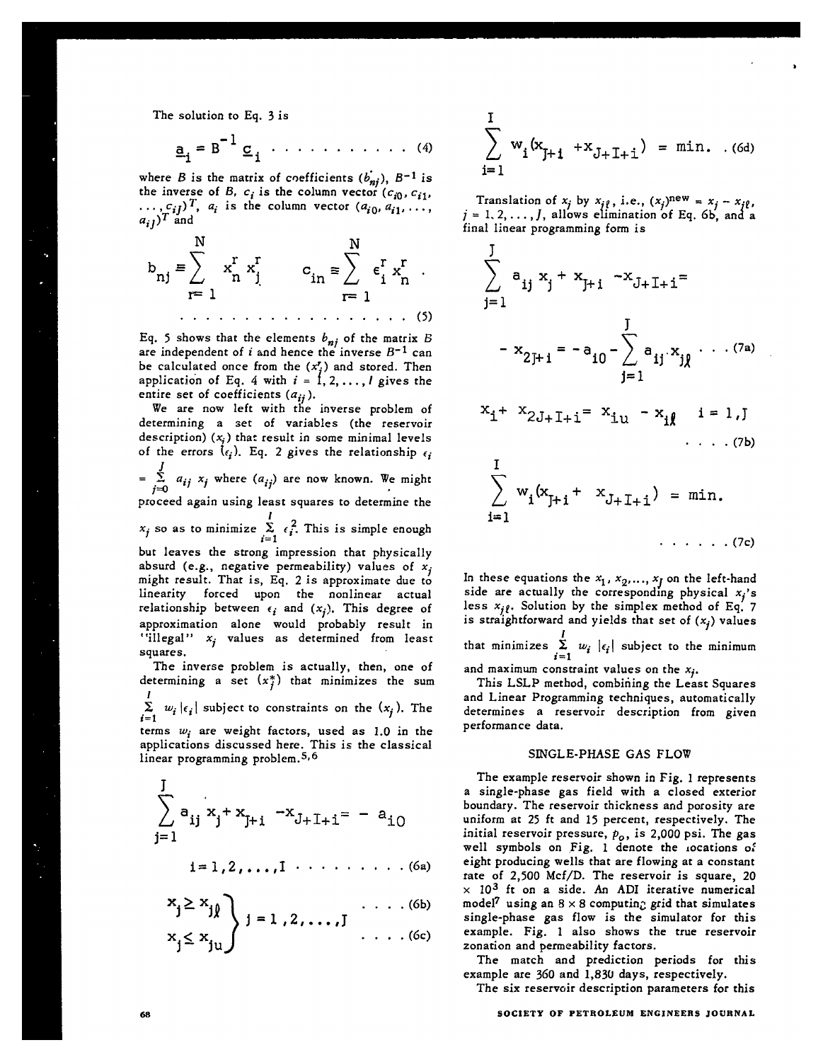The solution to Eq. 3 is

$$\underline{a}_i = B^{-1} \underline{c}_i \quad \ldots\ldots\ldots\ldots (4)$$

where $B$ is the matrix of coefficients $(b_{nj})$, $B^{-1}$ is the inverse of $B$, $c_i$ is the column vector $(c_{i0}, c_{i1}, \ldots, c_{iJ})^T$, $a_i$ is the column vector $(a_{i0}, a_{i1}, \ldots, a_{iJ})^T$ and

$$b_{nj} \equiv \sum_{r=1}^{N} x_n^r x_j^r \qquad c_{in} \equiv \sum_{r=1}^{N} \epsilon_i^r x_n^r \quad . \quad \ldots\ldots\ldots\ldots (5)$$

Eq. 5 shows that the elements $b_{nj}$ of the matrix $B$ are independent of $i$ and hence the inverse $B^{-1}$ can be calculated once from the $(x_j^r)$ and stored. Then application of Eq. 4 with $i = 1, 2, \ldots, I$ gives the entire set of coefficients $(a_{ij})$.

We are now left with the inverse problem of determining a set of variables (the reservoir description) $(x_j)$ that result in some minimal levels of the errors $(\epsilon_i)$. Eq. 2 gives the relationship $\epsilon_i = \sum_{j=0}^{J} a_{ij} x_j$ where $(a_{ij})$ are now known. We might proceed again using least squares to determine the $x_j$ so as to minimize $\sum_{i=1}^{I} \epsilon_i^2$. This is simple enough but leaves the strong impression that physically absurd (e.g., negative permeability) values of $x_j$ might result. That is, Eq. 2 is approximate due to linearity forced upon the nonlinear actual relationship between $\epsilon_i$ and $(x_j)$. This degree of approximation alone would probably result in "illegal" $x_j$ values as determined from least squares.

The inverse problem is actually, then, one of determining a set $(x_j^*)$ that minimizes the sum $\sum_{i=1}^{I} w_i |\epsilon_i|$ subject to constraints on the $(x_j)$. The terms $w_i$ are weight factors, used as 1.0 in the applications discussed here. This is the classical linear programming problem.[5,6]

$$\sum_{j=1}^{J} a_{ij} x_j + x_{J+i} - x_{J+I+i} = -a_{i0}$$

$$i = 1, 2, \ldots, I \quad \ldots\ldots\ldots (6a)$$

$$\left.\begin{array}{l} x_j \geq x_{j\ell} \\ x_j \leq x_{ju} \end{array}\right\} j = 1, 2, \ldots, J \quad \begin{array}{r} \ldots (6b) \\ \ldots (6c) \end{array}$$

$$\sum_{i=1}^{I} w_i (x_{J+i} + x_{J+I+i}) = \text{min.} \quad . (6d)$$

Translation of $x_j$ by $x_{j\ell}$, i.e., $(x_j)^{\text{new}} = x_j - x_{j\ell}$, $j = 1, 2, \ldots, J$, allows elimination of Eq. 6b, and a final linear programming form is

$$\sum_{j=1}^{J} a_{ij} x_j + x_{J+i} - x_{J+I+i} = $$

$$- x_{2J+i} = -a_{10} - \sum_{j=1}^{J} a_{ij} \cdot x_{j\ell} \quad \ldots (7a)$$

$$x_i + x_{2J+I+i} = x_{iu} - x_{i\ell} \quad i = 1, J \quad \ldots (7b)$$

$$\sum_{i=1}^{I} w_i (x_{J+i} + x_{J+I+i}) = \text{min.} \quad \ldots\ldots (7c)$$

In these equations the $x_1, x_2, \ldots, x_J$ on the left-hand side are actually the corresponding physical $x_j$'s less $x_{j\ell}$. Solution by the simplex method of Eq. 7 is straightforward and yields that set of $(x_j)$ values that minimizes $\sum_{i=1}^{I} w_i |\epsilon_i|$ subject to the minimum and maximum constraint values on the $x_j$.

This LSLP method, combining the Least Squares and Linear Programming techniques, automatically determines a reservoir description from given performance data.

## SINGLE-PHASE GAS FLOW

The example reservoir shown in Fig. 1 represents a single-phase gas field with a closed exterior boundary. The reservoir thickness and porosity are uniform at 25 ft and 15 percent, respectively. The initial reservoir pressure, $p_o$, is 2,000 psi. The gas well symbols on Fig. 1 denote the locations of eight producing wells that are flowing at a constant rate of 2,500 Mcf/D. The reservoir is square, 20 × $10^3$ ft on a side. An ADI iterative numerical model[7] using an 8 × 8 computing grid that simulates single-phase gas flow is the simulator for this example. Fig. 1 also shows the true reservoir zonation and permeability factors.

The match and prediction periods for this example are 360 and 1,830 days, respectively.

The six reservoir description parameters for this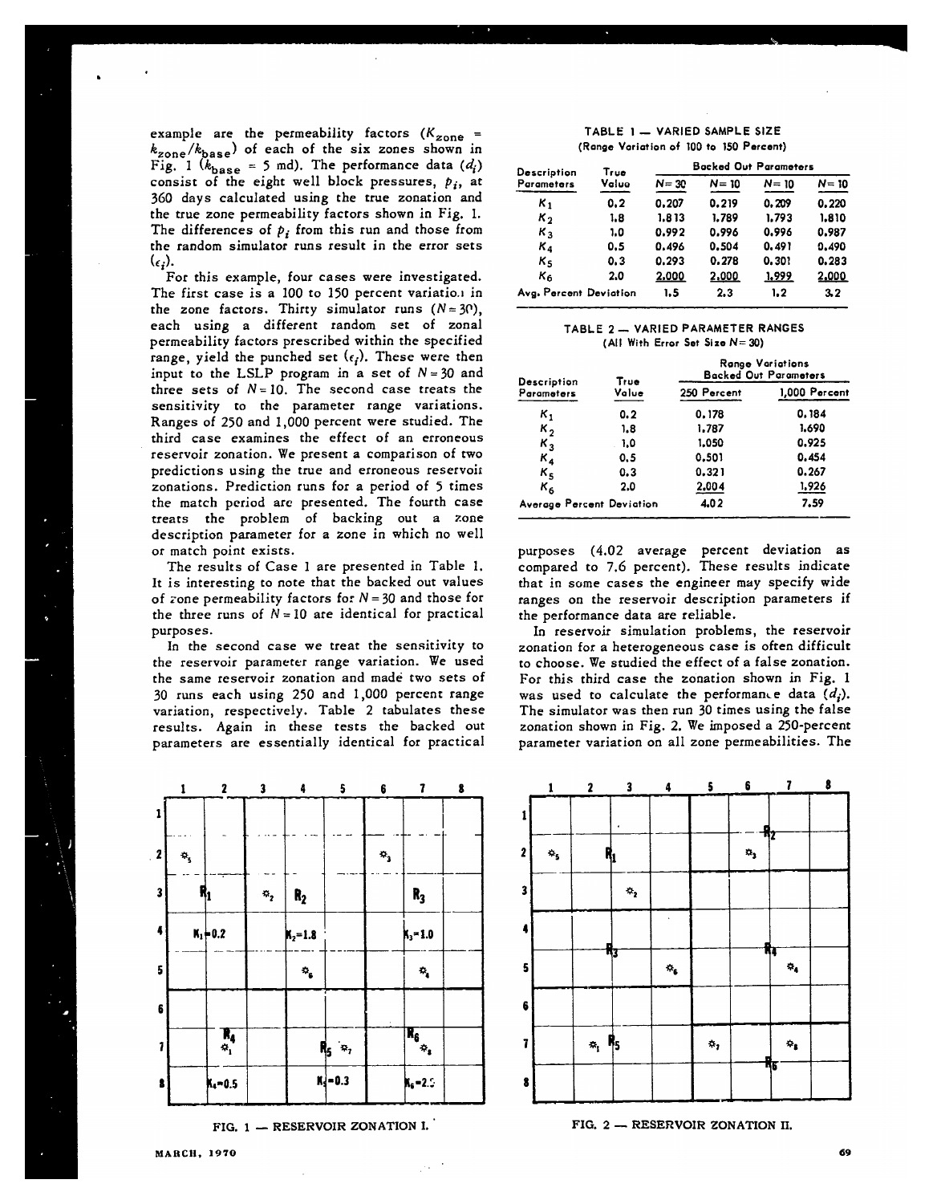example are the permeability factors ($K_{zone} = k_{zone}/k_{base}$) of each of the six zones shown in Fig. 1 ($k_{base}$ = 5 md). The performance data ($d_i$) consist of the eight well block pressures, $p_i$, at 360 days calculated using the true zonation and the true zone permeability factors shown in Fig. 1. The differences of $p_i$ from this run and those from the random simulator runs result in the error sets ($\epsilon_i$).

For this example, four cases were investigated. The first case is a 100 to 150 percent variation in the zone factors. Thirty simulator runs ($N = 30$), each using a different random set of zonal permeability factors prescribed within the specified range, yield the punched set ($\epsilon_i$). These were then input to the LSLP program in a set of $N = 30$ and three sets of $N = 10$. The second case treats the sensitivity to the parameter range variations. Ranges of 250 and 1,000 percent were studied. The third case examines the effect of an erroneous reservoir zonation. We present a comparison of two predictions using the true and erroneous reservoir zonations. Prediction runs for a period of 5 times the match period are presented. The fourth case treats the problem of backing out a zone description parameter for a zone in which no well or match point exists.

The results of Case 1 are presented in Table 1. It is interesting to note that the backed out values of zone permeability factors for $N = 30$ and those for the three runs of $N = 10$ are identical for practical purposes.

In the second case we treat the sensitivity to the reservoir parameter range variation. We used the same reservoir zonation and made two sets of 30 runs each using 250 and 1,000 percent range variation, respectively. Table 2 tabulates these results. Again in these tests the backed out parameters are essentially identical for practical purposes (4.02 average percent deviation as compared to 7.6 percent). These results indicate that in some cases the engineer may specify wide ranges on the reservoir description parameters if the performance data are reliable.

In reservoir simulation problems, the reservoir zonation for a heterogeneous case is often difficult to choose. We studied the effect of a false zonation. For this third case the zonation shown in Fig. 1 was used to calculate the performance data ($d_i$). The simulator was then run 30 times using the false zonation shown in Fig. 2. We imposed a 250-percent parameter variation on all zone permeabilities. The

**TABLE 1 — VARIED SAMPLE SIZE**
**(Range Variation of 100 to 150 Percent)**

| Description Parameters | True Value | Backed Out Parameters | | | |
|---|---|---|---|---|---|
| | | $N = 30$ | $N = 10$ | $N = 10$ | $N = 10$ |
| $K_1$ | 0.2 | 0.207 | 0.219 | 0.209 | 0.220 |
| $K_2$ | 1.8 | 1.813 | 1.789 | 1.793 | 1.810 |
| $K_3$ | 1.0 | 0.992 | 0.996 | 0.996 | 0.987 |
| $K_4$ | 0.5 | 0.496 | 0.504 | 0.491 | 0.490 |
| $K_5$ | 0.3 | 0.293 | 0.278 | 0.301 | 0.283 |
| $K_6$ | 2.0 | 2.000 | 2.000 | 1.999 | 2.000 |
| Avg. Percent Deviation | | 1.5 | 2.3 | 1.2 | 3.2 |

**TABLE 2 — VARIED PARAMETER RANGES**
**(All With Error Set Size $N = 30$)**

| Description Parameters | True Value | Range Variations Backed Out Parameters | |
|---|---|---|---|
| | | 250 Percent | 1,000 Percent |
| $K_1$ | 0.2 | 0.178 | 0.184 |
| $K_2$ | 1.8 | 1.787 | 1.690 |
| $K_3$ | 1.0 | 1.050 | 0.925 |
| $K_4$ | 0.5 | 0.501 | 0.454 |
| $K_5$ | 0.3 | 0.321 | 0.267 |
| $K_6$ | 2.0 | 2.004 | 1.926 |
| Average Percent Deviation | | 4.02 | 7.59 |

FIG. 1 — RESERVOIR ZONATION I.

FIG. 2 — RESERVOIR ZONATION II.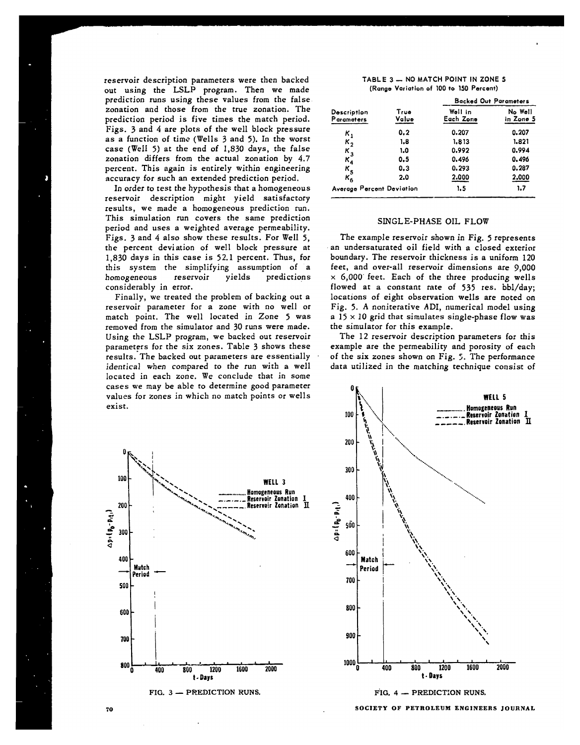reservoir description parameters were then backed out using the LSLP program. Then we made prediction runs using these values from the false zonation and those from the true zonation. The prediction period is five times the match period. Figs. 3 and 4 are plots of the well block pressure as a function of time (Wells 3 and 5). In the worst case (Well 5) at the end of 1,830 days, the false zonation differs from the actual zonation by 4.7 percent. This again is entirely within engineering accuracy for such an extended prediction period.

In order to test the hypothesis that a homogeneous reservoir description might yield satisfactory results, we made a homogeneous prediction run. This simulation run covers the same prediction period and uses a weighted average permeability. Figs. 3 and 4 also show these results. For Well 5, the percent deviation of well block pressure at 1,830 days in this case is 52.1 percent. Thus, for this system the simplifying assumption of a homogeneous reservoir yields predictions considerably in error.

Finally, we treated the problem of backing out a reservoir parameter for a zone with no well or match point. The well located in Zone 5 was removed from the simulator and 30 runs were made. Using the LSLP program, we backed out reservoir parameters for the six zones. Table 3 shows these results. The backed out parameters are essentially identical when compared to the run with a well located in each zone. We conclude that in some cases we may be able to determine good parameter values for zones in which no match points or wells exist.

FIG. 3 — PREDICTION RUNS.

TABLE 3 — NO MATCH POINT IN ZONE 5
(Range Variation of 100 to 150 Percent)

| Description Parameters | True Value | Backed Out Parameters: Well in Each Zone | Backed Out Parameters: No Well in Zone 5 |
|---|---|---|---|
| $K_1$ | 0.2 | 0.207 | 0.207 |
| $K_2$ | 1.8 | 1.813 | 1.821 |
| $K_3$ | 1.0 | 0.992 | 0.994 |
| $K_4$ | 0.5 | 0.496 | 0.496 |
| $K_5$ | 0.3 | 0.293 | 0.287 |
| $K_6$ | 2.0 | 2.000 | 2.000 |
| Average Percent Deviation | | 1.5 | 1.7 |

## SINGLE-PHASE OIL FLOW

The example reservoir shown in Fig. 5 represents an undersaturated oil field with a closed exterior boundary. The reservoir thickness is a uniform 120 feet, and over-all reservoir dimensions are 9,000 × 6,000 feet. Each of the three producing wells flowed at a constant rate of 535 res. bbl/day; locations of eight observation wells are noted on Fig. 5. A noniterative ADI, numerical model using a 15 × 10 grid that simulates single-phase flow was the simulator for this example.

The 12 reservoir description parameters for this example are the permeability and porosity of each of the six zones shown on Fig. 5. The performance data utilized in the matching technique consist of

FIG. 4 — PREDICTION RUNS.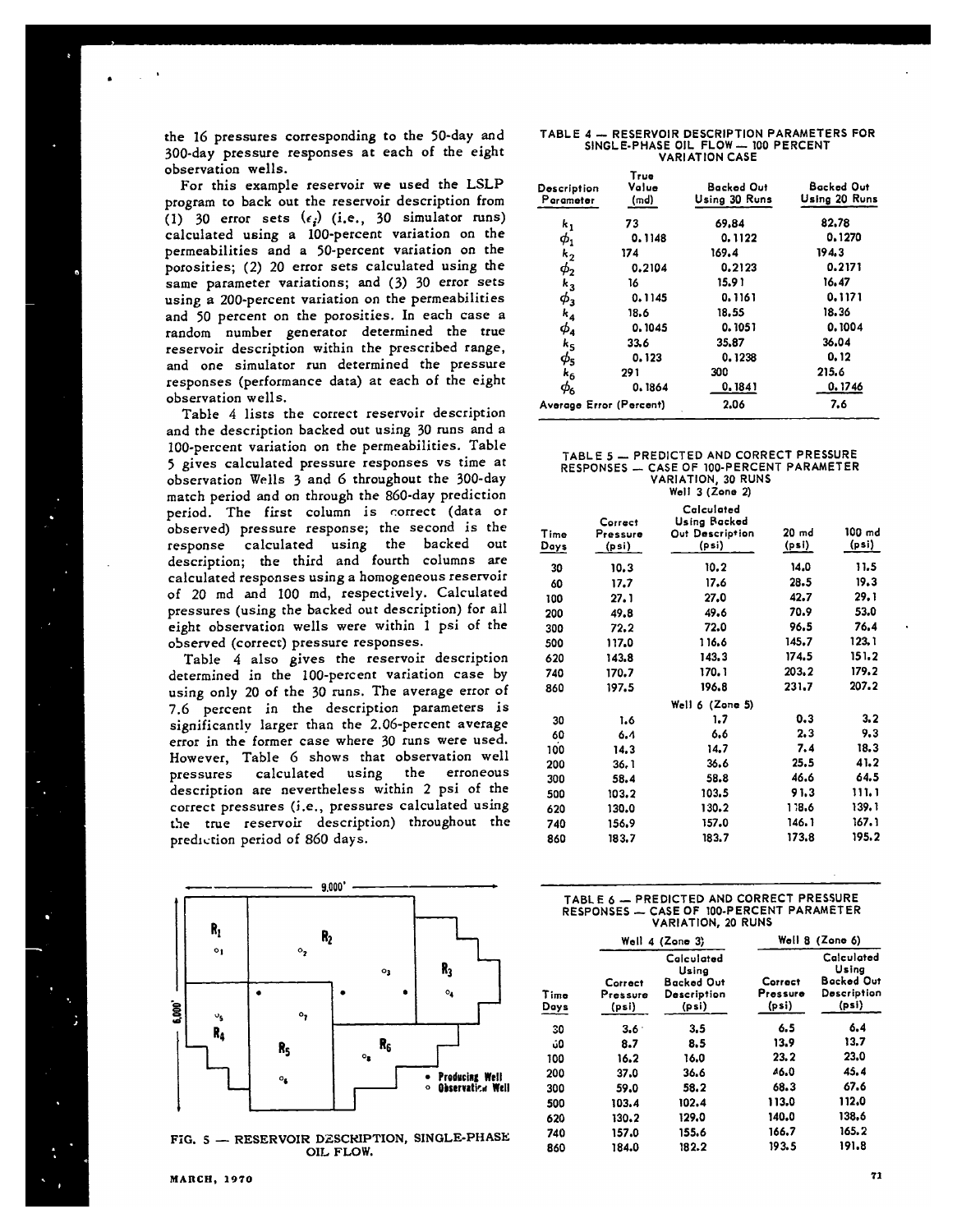the 16 pressures corresponding to the 50-day and 300-day pressure responses at each of the eight observation wells.

For this example reservoir we used the LSLP program to back out the reservoir description from (1) 30 error sets ($\epsilon_i$) (i.e., 30 simulator runs) calculated using a 100-percent variation on the permeabilities and a 50-percent variation on the porosities; (2) 20 error sets calculated using the same parameter variations; and (3) 30 error sets using a 200-percent variation on the permeabilities and 50 percent on the porosities. In each case a random number generator determined the true reservoir description within the prescribed range, and one simulator run determined the pressure responses (performance data) at each of the eight observation wells.

Table 4 lists the correct reservoir description and the description backed out using 30 runs and a 100-percent variation on the permeabilities. Table 5 gives calculated pressure responses vs time at observation Wells 3 and 6 throughout the 300-day match period and on through the 860-day prediction period. The first column is correct (data or observed) pressure response; the second is the response calculated using the backed out description; the third and fourth columns are calculated responses using a homogeneous reservoir of 20 md and 100 md, respectively. Calculated pressures (using the backed out description) for all eight observation wells were within 1 psi of the observed (correct) pressure responses.

Table 4 also gives the reservoir description determined in the 100-percent variation case by using only 20 of the 30 runs. The average error of 7.6 percent in the description parameters is significantly larger than the 2.06-percent average error in the former case where 30 runs were used. However, Table 6 shows that observation well pressures calculated using the erroneous description are nevertheless within 2 psi of the correct pressures (i.e., pressures calculated using the true reservoir description) throughout the prediction period of 860 days.

FIG. 5 — RESERVOIR DESCRIPTION, SINGLE-PHASE OIL FLOW.

TABLE 4 — RESERVOIR DESCRIPTION PARAMETERS FOR SINGLE-PHASE OIL FLOW — 100 PERCENT VARIATION CASE

| Description Parameter | True Value (md) | Backed Out Using 30 Runs | Backed Out Using 20 Runs |
|---|---|---|---|
| $k_1$ | 73 | 69.84 | 82.78 |
| $\phi_1$ | 0.1148 | 0.1122 | 0.1270 |
| $k_2$ | 174 | 169.4 | 194.3 |
| $\phi_2$ | 0.2104 | 0.2123 | 0.2171 |
| $k_3$ | 16 | 15.91 | 16.47 |
| $\phi_3$ | 0.1145 | 0.1161 | 0.1171 |
| $k_4$ | 18.6 | 18.55 | 18.36 |
| $\phi_4$ | 0.1045 | 0.1051 | 0.1004 |
| $k_5$ | 33.6 | 35.87 | 36.04 |
| $\phi_5$ | 0.123 | 0.1238 | 0.12 |
| $k_6$ | 291 | 300 | 215.6 |
| $\phi_6$ | 0.1864 | 0.1841 | 0.1746 |
| Average Error (Percent) | | 2.06 | 7.6 |

TABLE 5 — PREDICTED AND CORRECT PRESSURE RESPONSES — CASE OF 100-PERCENT PARAMETER VARIATION, 30 RUNS

| Time Days | Correct Pressure (psi) | Calculated Using Backed Out Description (psi) | 20 md (psi) | 100 md (psi) |
|---|---|---|---|---|
| | | Well 3 (Zone 2) | | |
| 30 | 10.3 | 10.2 | 14.0 | 11.5 |
| 60 | 17.7 | 17.6 | 28.5 | 19.3 |
| 100 | 27.1 | 27.0 | 42.7 | 29.1 |
| 200 | 49.8 | 49.6 | 70.9 | 53.0 |
| 300 | 72.2 | 72.0 | 96.5 | 76.4 |
| 500 | 117.0 | 116.6 | 145.7 | 123.1 |
| 620 | 143.8 | 143.3 | 174.5 | 151.2 |
| 740 | 170.7 | 170.1 | 203.2 | 179.2 |
| 860 | 197.5 | 196.8 | 231.7 | 207.2 |
| | | Well 6 (Zone 5) | | |
| 30 | 1.6 | 1.7 | 0.3 | 3.2 |
| 60 | 6.4 | 6.6 | 2.3 | 9.3 |
| 100 | 14.3 | 14.7 | 7.4 | 18.3 |
| 200 | 36.1 | 36.6 | 25.5 | 41.2 |
| 300 | 58.4 | 58.8 | 46.6 | 64.5 |
| 500 | 103.2 | 103.5 | 91.3 | 111.1 |
| 620 | 130.0 | 130.2 | 118.6 | 139.1 |
| 740 | 156.9 | 157.0 | 146.1 | 167.1 |
| 860 | 183.7 | 183.7 | 173.8 | 195.2 |

TABLE 6 — PREDICTED AND CORRECT PRESSURE RESPONSES — CASE OF 100-PERCENT PARAMETER VARIATION, 20 RUNS

| | Well 4 (Zone 3) | | Well 8 (Zone 6) | |
|---|---|---|---|---|
| Time Days | Correct Pressure (psi) | Calculated Using Backed Out Description (psi) | Correct Pressure (psi) | Calculated Using Backed Out Description (psi) |
| 30 | 3.6 | 3.5 | 6.5 | 6.4 |
| 60 | 8.7 | 8.5 | 13.9 | 13.7 |
| 100 | 16.2 | 16.0 | 23.2 | 23.0 |
| 200 | 37.0 | 36.6 | 46.0 | 45.4 |
| 300 | 59.0 | 58.2 | 68.3 | 67.6 |
| 500 | 103.4 | 102.4 | 113.0 | 112.0 |
| 620 | 130.2 | 129.0 | 140.0 | 138.6 |
| 740 | 157.0 | 155.6 | 166.7 | 165.2 |
| 860 | 184.0 | 182.2 | 193.5 | 191.8 |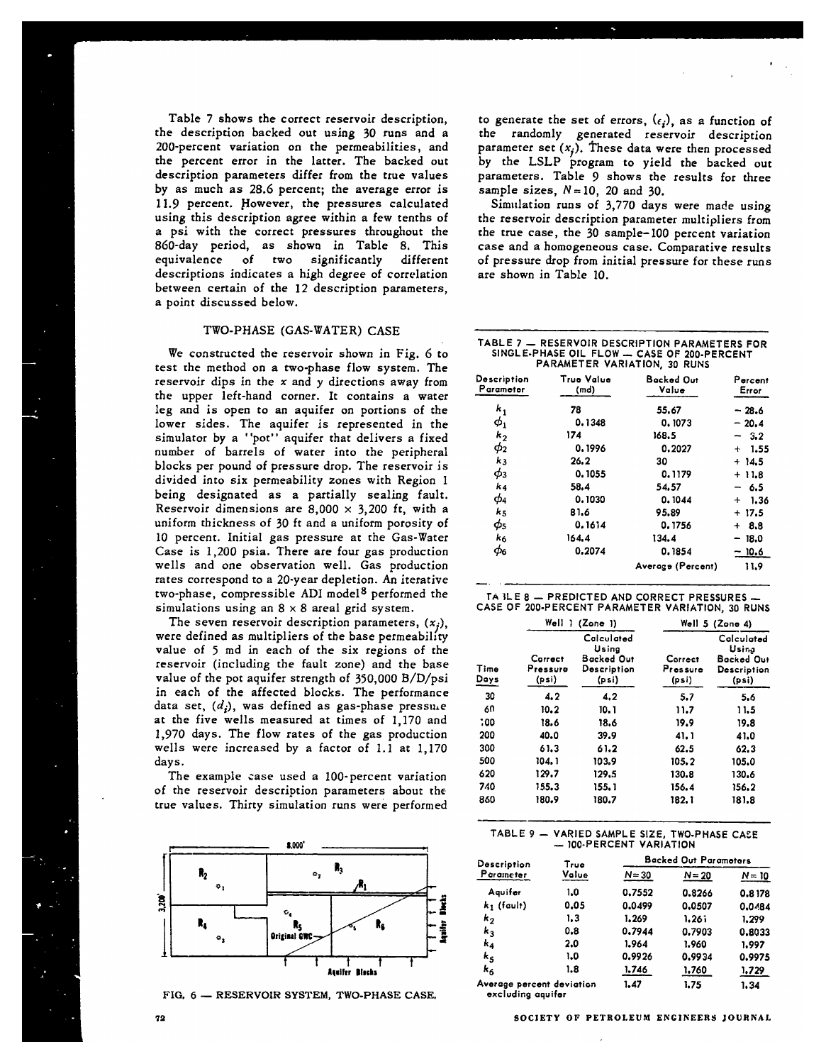Table 7 shows the correct reservoir description, the description backed out using 30 runs and a 200-percent variation on the permeabilities, and the percent error in the latter. The backed out description parameters differ from the true values by as much as 28.6 percent; the average error is 11.9 percent. However, the pressures calculated using this description agree within a few tenths of a psi with the correct pressures throughout the 860-day period, as shown in Table 8. This equivalence of two significantly different descriptions indicates a high degree of correlation between certain of the 12 description parameters, a point discussed below.

## TWO-PHASE (GAS-WATER) CASE

We constructed the reservoir shown in Fig. 6 to test the method on a two-phase flow system. The reservoir dips in the x and y directions away from the upper left-hand corner. It contains a water leg and is open to an aquifer on portions of the lower sides. The aquifer is represented in the simulator by a "pot" aquifer that delivers a fixed number of barrels of water into the peripheral blocks per pound of pressure drop. The reservoir is divided into six permeability zones with Region 1 being designated as a partially sealing fault. Reservoir dimensions are 8,000 × 3,200 ft, with a uniform thickness of 30 ft and a uniform porosity of 10 percent. Initial gas pressure at the Gas-Water Case is 1,200 psia. There are four gas production wells and one observation well. Gas production rates correspond to a 20-year depletion. An iterative two-phase, compressible ADI model[8] performed the simulations using an 8 × 8 areal grid system.

The seven reservoir description parameters, $(x_j)$, were defined as multipliers of the base permeability value of 5 md in each of the six regions of the reservoir (including the fault zone) and the base value of the pot aquifer strength of 350,000 B/D/psi in each of the affected blocks. The performance data set, $(d_i)$, was defined as gas-phase pressure at the five wells measured at times of 1,170 and 1,970 days. The flow rates of the gas production wells were increased by a factor of 1.1 at 1,170 days.

The example case used a 100-percent variation of the reservoir description parameters about the true values. Thirty simulation runs were performed to generate the set of errors, $(\epsilon_i)$, as a function of the randomly generated reservoir description parameter set $(x_j)$. These data were then processed by the LSLP program to yield the backed out parameters. Table 9 shows the results for three sample sizes, $N = 10$, 20 and 30.

Simulation runs of 3,770 days were made using the reservoir description parameter multipliers from the true case, the 30 sample–100 percent variation case and a homogeneous case. Comparative results of pressure drop from initial pressure for these runs are shown in Table 10.

FIG. 6 — RESERVOIR SYSTEM, TWO-PHASE CASE.

TABLE 7 — RESERVOIR DESCRIPTION PARAMETERS FOR SINGLE-PHASE OIL FLOW — CASE OF 200-PERCENT PARAMETER VARIATION, 30 RUNS

| Description Parameter | True Value (md) | Backed Out Value | Percent Error |
|---|---|---|---|
| $k_1$ | 78 | 55.67 | − 28.6 |
| $\phi_1$ | 0.1348 | 0.1073 | − 20.4 |
| $k_2$ | 174 | 168.5 | − 3.2 |
| $\phi_2$ | 0.1996 | 0.2027 | + 1.55 |
| $k_3$ | 26.2 | 30 | + 14.5 |
| $\phi_3$ | 0.1055 | 0.1179 | + 11.8 |
| $k_4$ | 58.4 | 54.57 | − 6.5 |
| $\phi_4$ | 0.1030 | 0.1044 | + 1.36 |
| $k_5$ | 81.6 | 95.89 | + 17.5 |
| $\phi_5$ | 0.1614 | 0.1756 | + 8.8 |
| $k_6$ | 164.4 | 134.4 | − 18.0 |
| $\phi_6$ | 0.2074 | 0.1854 | − 10.6 |
| | | Average (Percent) | 11.9 |

TABLE 8 — PREDICTED AND CORRECT PRESSURES — CASE OF 200-PERCENT PARAMETER VARIATION, 30 RUNS

| | Well 1 (Zone 1) | | Well 5 (Zone 4) | |
|---|---|---|---|---|
| Time Days | Correct Pressure (psi) | Calculated Using Backed Out Description (psi) | Correct Pressure (psi) | Calculated Using Backed Out Description (psi) |
| 30 | 4.2 | 4.2 | 5.7 | 5.6 |
| 60 | 10.2 | 10.1 | 11.7 | 11.5 |
| 100 | 18.6 | 18.6 | 19.9 | 19.8 |
| 200 | 40.0 | 39.9 | 41.1 | 41.0 |
| 300 | 61.3 | 61.2 | 62.5 | 62.3 |
| 500 | 104.1 | 103.9 | 105.2 | 105.0 |
| 620 | 129.7 | 129.5 | 130.8 | 130.6 |
| 740 | 155.3 | 155.1 | 156.4 | 156.2 |
| 860 | 180.9 | 180.7 | 182.1 | 181.8 |

TABLE 9 — VARIED SAMPLE SIZE, TWO-PHASE CASE — 100-PERCENT VARIATION

| Description Parameter | True Value | Backed Out Parameters | | |
|---|---|---|---|---|
| | | $N=30$ | $N=20$ | $N=10$ |
| Aquifer | 1.0 | 0.7552 | 0.8266 | 0.8178 |
| $k_1$ (fault) | 0.05 | 0.0499 | 0.0507 | 0.0484 |
| $k_2$ | 1.3 | 1.269 | 1.261 | 1.299 |
| $k_3$ | 0.8 | 0.7944 | 0.7903 | 0.8033 |
| $k_4$ | 2.0 | 1.964 | 1.960 | 1.997 |
| $k_5$ | 1.0 | 0.9926 | 0.9934 | 0.9975 |
| $k_6$ | 1.8 | 1.746 | 1.760 | 1.729 |
| Average percent deviation excluding aquifer | | 1.47 | 1.75 | 1.34 |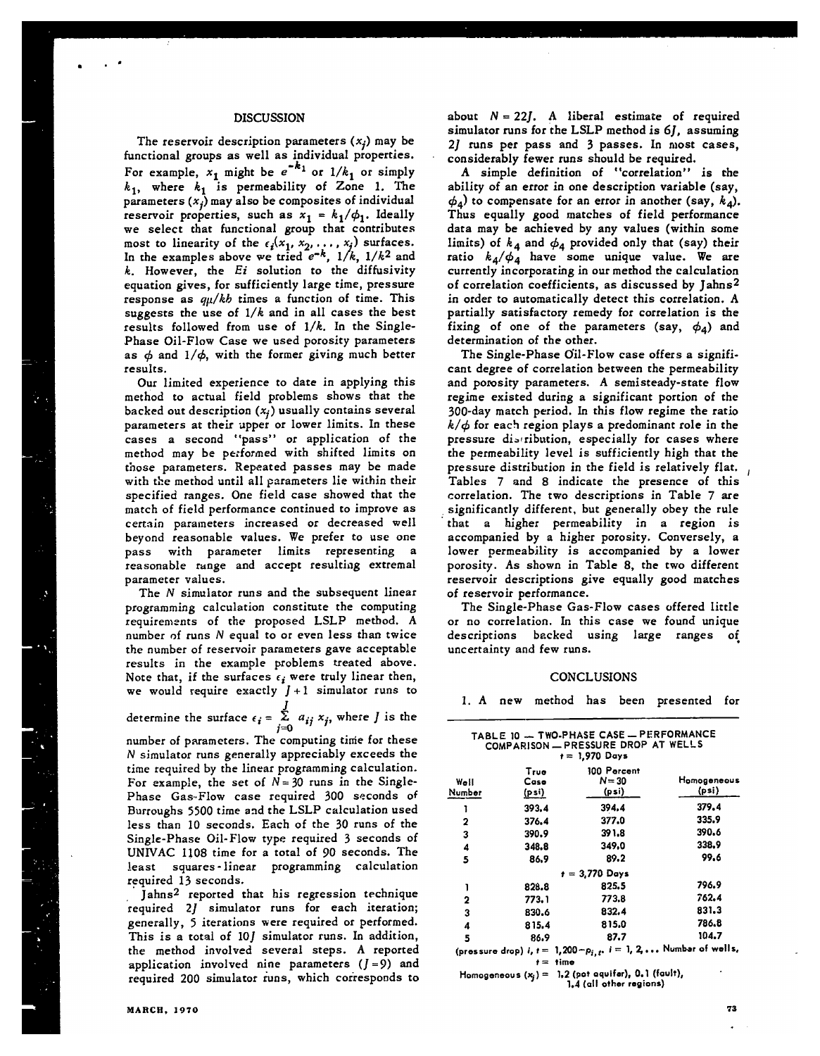## DISCUSSION

The reservoir description parameters ($x_j$) may be functional groups as well as individual properties. For example, $x_1$ might be $e^{-k_1}$ or $1/k_1$ or simply $k_1$, where $k_1$ is permeability of Zone 1. The parameters ($x_j$) may also be composites of individual reservoir properties, such as $x_1 = k_1/\phi_1$. Ideally we select that functional group that contributes most to linearity of the $\epsilon_i(x_1, x_2, \ldots, x_j)$ surfaces. In the examples above we tried $e^{-k}$, $1/k$, $1/k^2$ and $k$. However, the $Ei$ solution to the diffusivity equation gives, for sufficiently large time, pressure response as $q\mu/kh$ times a function of time. This suggests the use of $1/k$ and in all cases the best results followed from use of $1/k$. In the Single-Phase Oil-Flow Case we used porosity parameters as $\phi$ and $1/\phi$, with the former giving much better results.

Our limited experience to date in applying this method to actual field problems shows that the backed out description ($x_j$) usually contains several parameters at their upper or lower limits. In these cases a second "pass" or application of the method may be performed with shifted limits on those parameters. Repeated passes may be made with the method until all parameters lie within their specified ranges. One field case showed that the match of field performance continued to improve as certain parameters increased or decreased well beyond reasonable values. We prefer to use one pass with parameter limits representing a reasonable range and accept resulting extremal parameter values.

The $N$ simulator runs and the subsequent linear programming calculation constitute the computing requirements of the proposed LSLP method. A number of runs $N$ equal to or even less than twice the number of reservoir parameters gave acceptable results in the example problems treated above. Note that, if the surfaces $\epsilon_i$ were truly linear then, we would require exactly $J+1$ simulator runs to determine the surface $\epsilon_i = \sum_{j=0}^{J} a_{ij} x_j$, where $J$ is the number of parameters. The computing time for these $N$ simulator runs generally appreciably exceeds the time required by the linear programming calculation. For example, the set of $N = 30$ runs in the Single-Phase Gas-Flow case required 300 seconds of Burroughs 5500 time and the LSLP calculation used less than 10 seconds. Each of the 30 runs of the Single-Phase Oil-Flow type required 3 seconds of UNIVAC 1108 time for a total of 90 seconds. The least squares-linear programming calculation required 13 seconds.

Jahns[2] reported that his regression technique required $2J$ simulator runs for each iteration; generally, 5 iterations were required or performed. This is a total of $10J$ simulator runs. In addition, the method involved several steps. A reported application involved nine parameters ($J = 9$) and required 200 simulator runs, which corresponds to about $N = 22J$. A liberal estimate of required simulator runs for the LSLP method is $6J$, assuming $2J$ runs per pass and 3 passes. In most cases, considerably fewer runs should be required.

A simple definition of "correlation" is the ability of an error in one description variable (say, $\phi_4$) to compensate for an error in another (say, $k_4$). Thus equally good matches of field performance data may be achieved by any values (within some limits) of $k_4$ and $\phi_4$ provided only that (say) their ratio $k_4/\phi_4$ have some unique value. We are currently incorporating in our method the calculation of correlation coefficients, as discussed by Jahns[2] in order to automatically detect this correlation. A partially satisfactory remedy for correlation is the fixing of one of the parameters (say, $\phi_4$) and determination of the other.

The Single-Phase Oil-Flow case offers a significant degree of correlation between the permeability and porosity parameters. A semisteady-state flow regime existed during a significant portion of the 300-day match period. In this flow regime the ratio $k/\phi$ for each region plays a predominant role in the pressure distribution, especially for cases where the permeability level is sufficiently high that the pressure distribution in the field is relatively flat. Tables 7 and 8 indicate the presence of this correlation. The two descriptions in Table 7 are significantly different, but generally obey the rule that a higher permeability in a region is accompanied by a higher porosity. Conversely, a lower permeability is accompanied by a lower porosity. As shown in Table 8, the two different reservoir descriptions give equally good matches of reservoir performance.

The Single-Phase Gas-Flow cases offered little or no correlation. In this case we found unique descriptions backed using large ranges of uncertainty and few runs.

## CONCLUSIONS

1. A new method has been presented for

TABLE 10 — TWO-PHASE CASE — PERFORMANCE COMPARISON — PRESSURE DROP AT WELLS

| Well Number | True Case (psi) | 100 Percent $N = 30$ (psi) | Homogeneous (psi) |
|---|---|---|---|
| | $t$ = 1,970 Days | | |
| 1 | 393.4 | 394.4 | 379.4 |
| 2 | 376.4 | 377.0 | 335.9 |
| 3 | 390.9 | 391.8 | 390.6 |
| 4 | 348.8 | 349.0 | 338.9 |
| 5 | 86.9 | 89.2 | 99.6 |
| | $t$ = 3,770 Days | | |
| 1 | 828.8 | 825.5 | 796.9 |
| 2 | 773.1 | 773.8 | 762.4 |
| 3 | 830.6 | 832.4 | 831.3 |
| 4 | 815.4 | 815.0 | 786.8 |
| 5 | 86.9 | 87.7 | 104.7 |

(pressure drop) $i, t = 1{,}200 - p_{i,t}$, $i = 1, 2, \ldots$ Number of wells, $t$ = time

Homogeneous ($x_j$) = 1.2 (pot aquifer), 0.1 (fault), 1.4 (all other regions)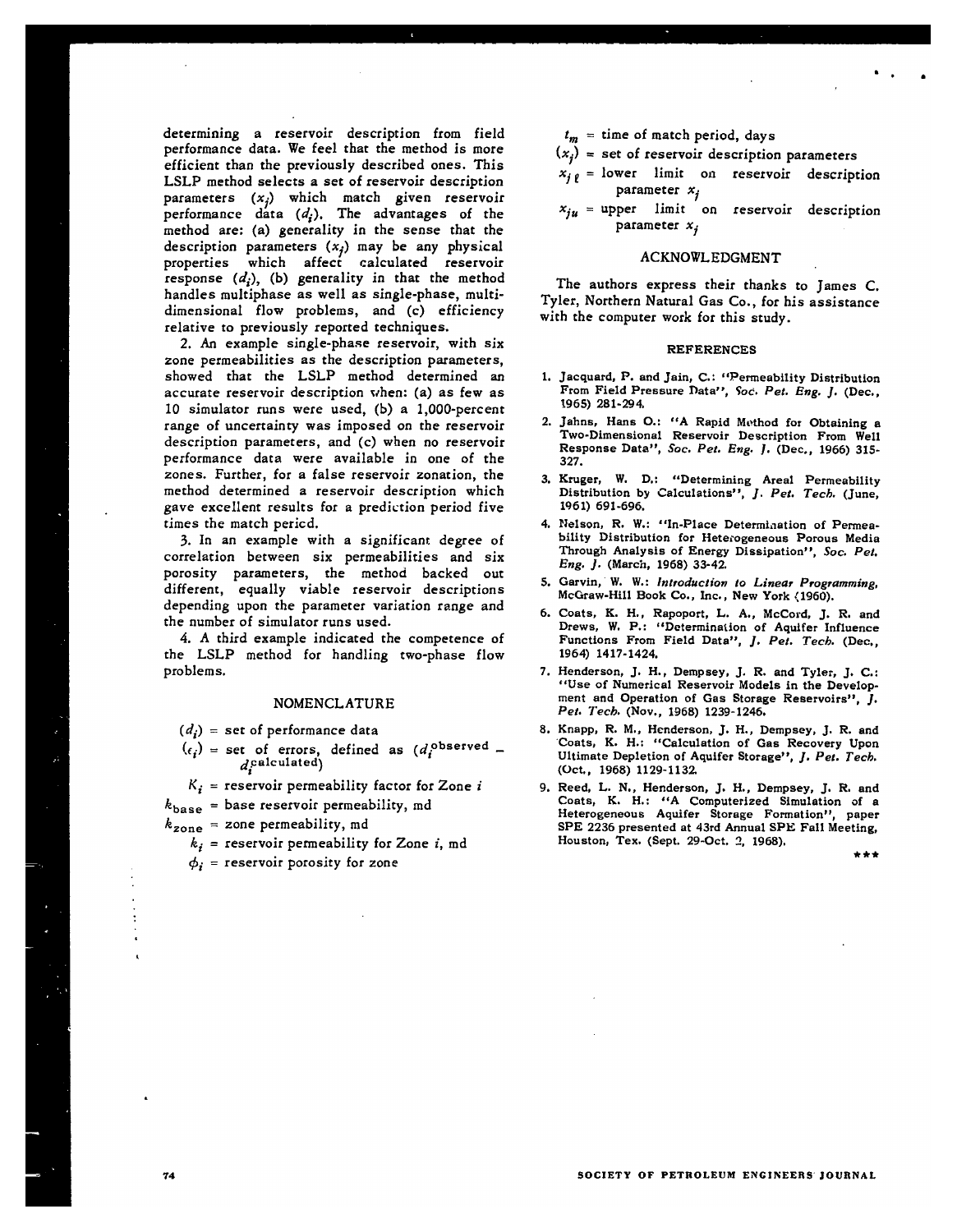determining a reservoir description from field performance data. We feel that the method is more efficient than the previously described ones. This LSLP method selects a set of reservoir description parameters $(x_j)$ which match given reservoir performance data $(d_i)$. The advantages of the method are: (a) generality in the sense that the description parameters $(x_j)$ may be any physical properties which affect calculated reservoir response $(d_i)$, (b) generality in that the method handles multiphase as well as single-phase, multi-dimensional flow problems, and (c) efficiency relative to previously reported techniques.

2. An example single-phase reservoir, with six zone permeabilities as the description parameters, showed that the LSLP method determined an accurate reservoir description when: (a) as few as 10 simulator runs were used, (b) a 1,000-percent range of uncertainty was imposed on the reservoir description parameters, and (c) when no reservoir performance data were available in one of the zones. Further, for a false reservoir zonation, the method determined a reservoir description which gave excellent results for a prediction period five times the match period.

3. In an example with a significant degree of correlation between six permeabilities and six porosity parameters, the method backed out different, equally viable reservoir descriptions depending upon the parameter variation range and the number of simulator runs used.

4. A third example indicated the competence of the LSLP method for handling two-phase flow problems.

## NOMENCLATURE

$(d_i)$ = set of performance data

$(\epsilon_i)$ = set of errors, defined as $(d_i^{\text{observed}} - d_i^{\text{calculated}})$

$K_i$ = reservoir permeability factor for Zone $i$

$k_{\text{base}}$ = base reservoir permeability, md

$k_{\text{zone}}$ = zone permeability, md

$k_i$ = reservoir permeability for Zone $i$, md

$\phi_i$ = reservoir porosity for zone

$t_m$ = time of match period, days

$(x_j)$ = set of reservoir description parameters

$x_{j\ell}$ = lower limit on reservoir description parameter $x_j$

$x_{ju}$ = upper limit on reservoir description parameter $x_j$

## ACKNOWLEDGMENT

The authors express their thanks to James C. Tyler, Northern Natural Gas Co., for his assistance with the computer work for this study.

## REFERENCES

1. Jacquard, P. and Jain, C.: "Permeability Distribution From Field Pressure Data", *Soc. Pet. Eng. J.* (Dec., 1965) 281-294.
2. Jahns, Hans O.: "A Rapid Method for Obtaining a Two-Dimensional Reservoir Description From Well Response Data", *Soc. Pet. Eng. J.* (Dec., 1966) 315-327.
3. Kruger, W. D.: "Determining Areal Permeability Distribution by Calculations", *J. Pet. Tech.* (June, 1961) 691-696.
4. Nelson, R. W.: "In-Place Determination of Permeability Distribution for Heterogeneous Porous Media Through Analysis of Energy Dissipation", *Soc. Pet. Eng. J.* (March, 1968) 33-42.
5. Garvin, W. W.: *Introduction to Linear Programming*, McGraw-Hill Book Co., Inc., New York (1960).
6. Coats, K. H., Rapoport, L. A., McCord, J. R. and Drews, W. P.: "Determination of Aquifer Influence Functions From Field Data", *J. Pet. Tech.* (Dec., 1964) 1417-1424.
7. Henderson, J. H., Dempsey, J. R. and Tyler, J. C.: "Use of Numerical Reservoir Models in the Development and Operation of Gas Storage Reservoirs", *J. Pet. Tech.* (Nov., 1968) 1239-1246.
8. Knapp, R. M., Henderson, J. H., Dempsey, J. R. and Coats, K. H.: "Calculation of Gas Recovery Upon Ultimate Depletion of Aquifer Storage", *J. Pet. Tech.* (Oct., 1968) 1129-1132.
9. Reed, L. N., Henderson, J. H., Dempsey, J. R. and Coats, K. H.: "A Computerized Simulation of a Heterogeneous Aquifer Storage Formation", paper SPE 2236 presented at 43rd Annual SPE Fall Meeting, Houston, Tex. (Sept. 29-Oct. 2, 1968).

***